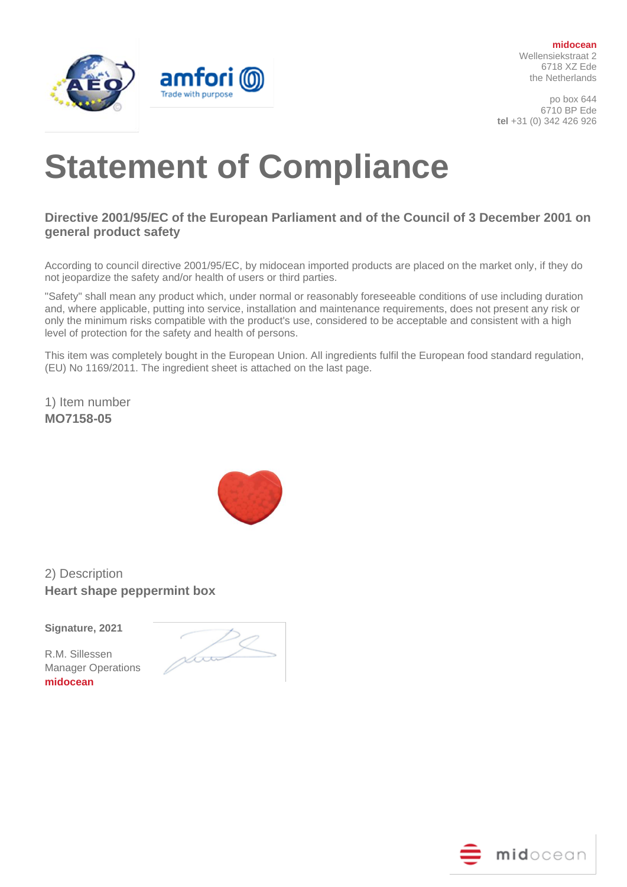**midocean**
Wellensiekstraat 2
6718 XZ Ede
the Netherlands

po box 644
6710 BP Ede
**tel** +31 (0) 342 426 926

# Statement of Compliance

### Directive 2001/95/EC of the European Parliament and of the Council of 3 December 2001 on general product safety

According to council directive 2001/95/EC, by midocean imported products are placed on the market only, if they do not jeopardize the safety and/or health of users or third parties.

"Safety" shall mean any product which, under normal or reasonably foreseeable conditions of use including duration and, where applicable, putting into service, installation and maintenance requirements, does not present any risk or only the minimum risks compatible with the product's use, considered to be acceptable and consistent with a high level of protection for the safety and health of persons.

This item was completely bought in the European Union. All ingredients fulfil the European food standard regulation, (EU) No 1169/2011. The ingredient sheet is attached on the last page.

1) Item number
**MO7158-05**

2) Description
**Heart shape peppermint box**

**Signature, 2021**

R.M. Sillessen
Manager Operations
**midocean**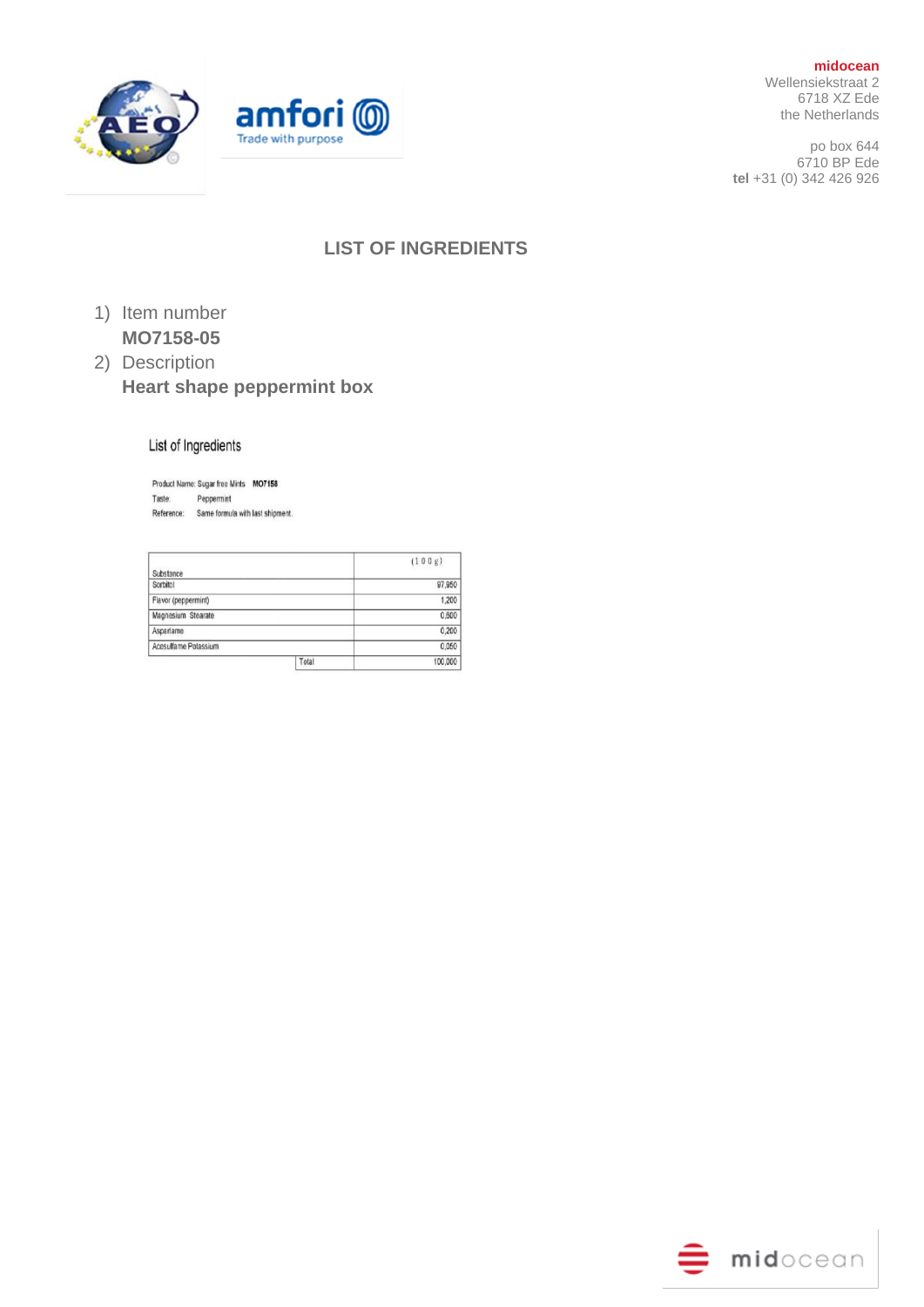midocean
Wellensiekstraat 2
6718 XZ Ede
the Netherlands

po box 644
6710 BP Ede
**tel** +31 (0) 342 426 926

## LIST OF INGREDIENTS

1) Item number
   **MO7158-05**
2) Description
   **Heart shape peppermint box**

### List of Ingredients

Product Name: Sugar free Mints **MO7158**
Taste: Peppermint
Reference: Same formula with last shipment.

| Substance | | (100g) |
|---|---|---|
| Sorbitol | | 97,950 |
| Flavor (peppermint) | | 1,200 |
| Magnesium Stearate | | 0,600 |
| Aspartame | | 0,200 |
| Acesulfame Potassium | | 0,050 |
| | Total | 100,000 |